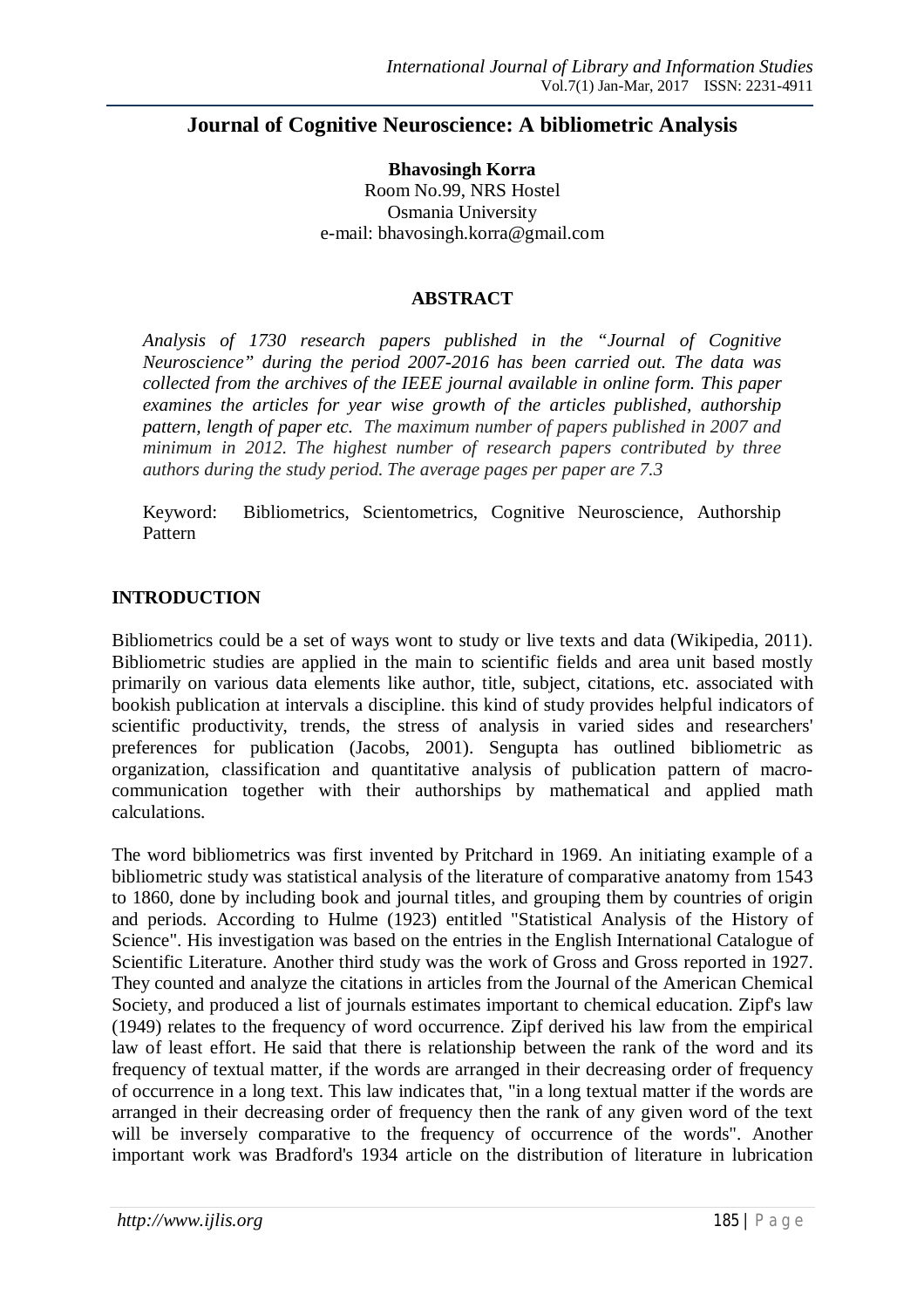# Journal of Cognitive Neuroscience: A bibliometric Analysis

**Bhavosingh Korra**
Room No.99, NRS Hostel
Osmania University
e-mail: bhavosingh.korra@gmail.com

## ABSTRACT

*Analysis of 1730 research papers published in the "Journal of Cognitive Neuroscience" during the period 2007-2016 has been carried out. The data was collected from the archives of the IEEE journal available in online form. This paper examines the articles for year wise growth of the articles published, authorship pattern, length of paper etc. The maximum number of papers published in 2007 and minimum in 2012. The highest number of research papers contributed by three authors during the study period. The average pages per paper are 7.3*

Keyword: Bibliometrics, Scientometrics, Cognitive Neuroscience, Authorship Pattern

## INTRODUCTION

Bibliometrics could be a set of ways wont to study or live texts and data (Wikipedia, 2011). Bibliometric studies are applied in the main to scientific fields and area unit based mostly primarily on various data elements like author, title, subject, citations, etc. associated with bookish publication at intervals a discipline. this kind of study provides helpful indicators of scientific productivity, trends, the stress of analysis in varied sides and researchers' preferences for publication (Jacobs, 2001). Sengupta has outlined bibliometric as organization, classification and quantitative analysis of publication pattern of macro-communication together with their authorships by mathematical and applied math calculations.

The word bibliometrics was first invented by Pritchard in 1969. An initiating example of a bibliometric study was statistical analysis of the literature of comparative anatomy from 1543 to 1860, done by including book and journal titles, and grouping them by countries of origin and periods. According to Hulme (1923) entitled "Statistical Analysis of the History of Science". His investigation was based on the entries in the English International Catalogue of Scientific Literature. Another third study was the work of Gross and Gross reported in 1927. They counted and analyze the citations in articles from the Journal of the American Chemical Society, and produced a list of journals estimates important to chemical education. Zipf's law (1949) relates to the frequency of word occurrence. Zipf derived his law from the empirical law of least effort. He said that there is relationship between the rank of the word and its frequency of textual matter, if the words are arranged in their decreasing order of frequency of occurrence in a long text. This law indicates that, "in a long textual matter if the words are arranged in their decreasing order of frequency then the rank of any given word of the text will be inversely comparative to the frequency of occurrence of the words". Another important work was Bradford's 1934 article on the distribution of literature in lubrication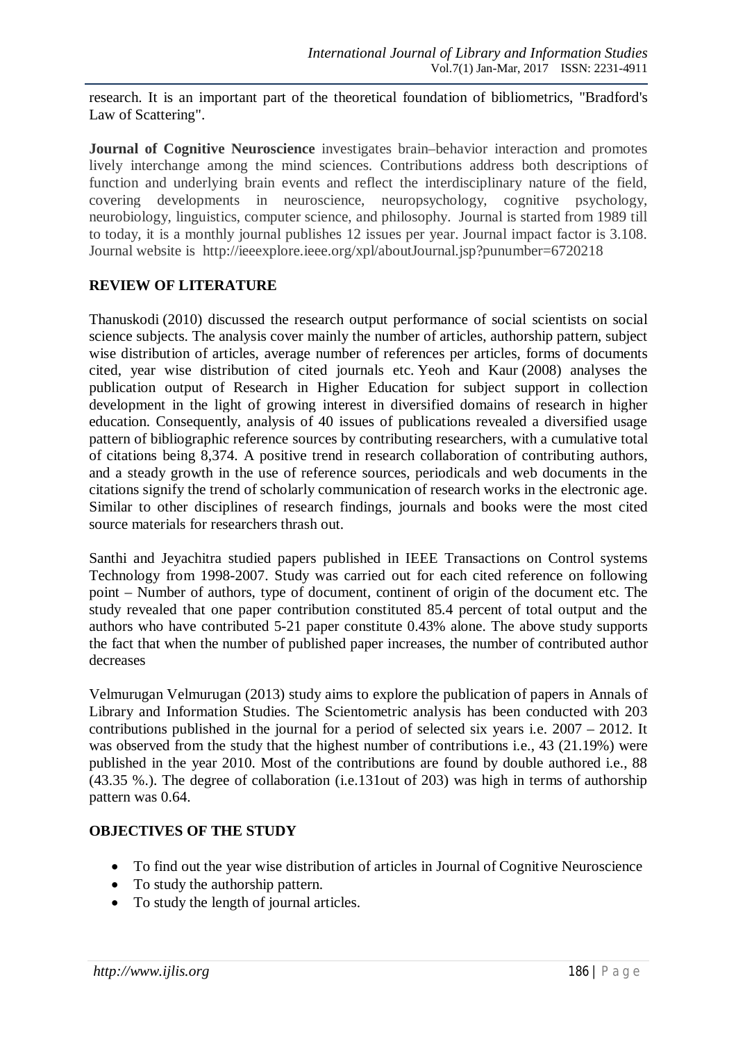research. It is an important part of the theoretical foundation of bibliometrics, "Bradford's Law of Scattering".

**Journal of Cognitive Neuroscience** investigates brain–behavior interaction and promotes lively interchange among the mind sciences. Contributions address both descriptions of function and underlying brain events and reflect the interdisciplinary nature of the field, covering developments in neuroscience, neuropsychology, cognitive psychology, neurobiology, linguistics, computer science, and philosophy. Journal is started from 1989 till to today, it is a monthly journal publishes 12 issues per year. Journal impact factor is 3.108. Journal website is http://ieeexplore.ieee.org/xpl/aboutJournal.jsp?punumber=6720218

## REVIEW OF LITERATURE

Thanuskodi (2010) discussed the research output performance of social scientists on social science subjects. The analysis cover mainly the number of articles, authorship pattern, subject wise distribution of articles, average number of references per articles, forms of documents cited, year wise distribution of cited journals etc. Yeoh and Kaur (2008) analyses the publication output of Research in Higher Education for subject support in collection development in the light of growing interest in diversified domains of research in higher education. Consequently, analysis of 40 issues of publications revealed a diversified usage pattern of bibliographic reference sources by contributing researchers, with a cumulative total of citations being 8,374. A positive trend in research collaboration of contributing authors, and a steady growth in the use of reference sources, periodicals and web documents in the citations signify the trend of scholarly communication of research works in the electronic age. Similar to other disciplines of research findings, journals and books were the most cited source materials for researchers thrash out.

Santhi and Jeyachitra studied papers published in IEEE Transactions on Control systems Technology from 1998-2007. Study was carried out for each cited reference on following point – Number of authors, type of document, continent of origin of the document etc. The study revealed that one paper contribution constituted 85.4 percent of total output and the authors who have contributed 5-21 paper constitute 0.43% alone. The above study supports the fact that when the number of published paper increases, the number of contributed author decreases

Velmurugan Velmurugan (2013) study aims to explore the publication of papers in Annals of Library and Information Studies. The Scientometric analysis has been conducted with 203 contributions published in the journal for a period of selected six years i.e. 2007 – 2012. It was observed from the study that the highest number of contributions i.e., 43 (21.19%) were published in the year 2010. Most of the contributions are found by double authored i.e., 88 (43.35 %.). The degree of collaboration (i.e.131out of 203) was high in terms of authorship pattern was 0.64.

## OBJECTIVES OF THE STUDY

- To find out the year wise distribution of articles in Journal of Cognitive Neuroscience
- To study the authorship pattern.
- To study the length of journal articles.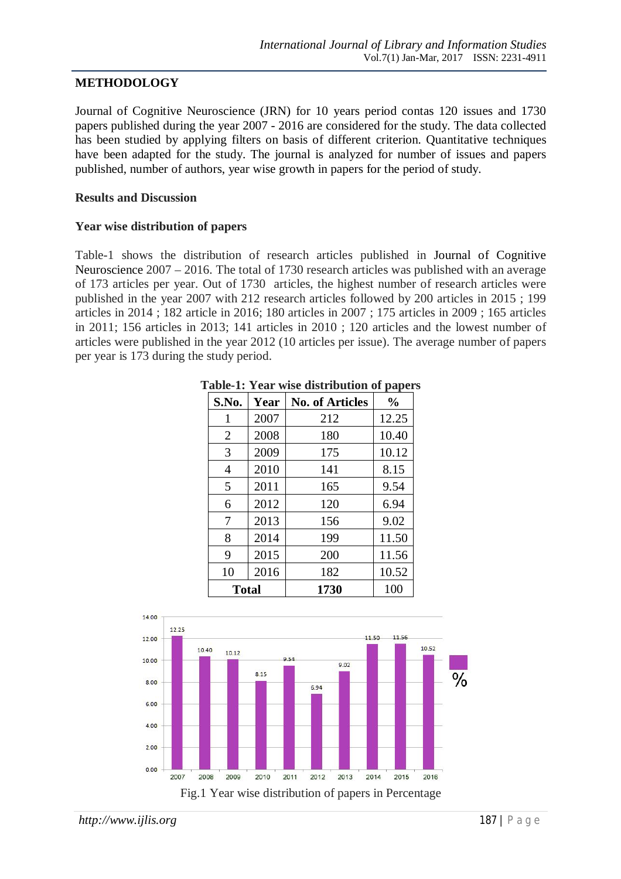## METHODOLOGY

Journal of Cognitive Neuroscience (JRN) for 10 years period contas 120 issues and 1730 papers published during the year 2007 - 2016 are considered for the study. The data collected has been studied by applying filters on basis of different criterion. Quantitative techniques have been adapted for the study. The journal is analyzed for number of issues and papers published, number of authors, year wise growth in papers for the period of study.

### Results and Discussion

### Year wise distribution of papers

Table-1 shows the distribution of research articles published in Journal of Cognitive Neuroscience 2007 – 2016. The total of 1730 research articles was published with an average of 173 articles per year. Out of 1730 articles, the highest number of research articles were published in the year 2007 with 212 research articles followed by 200 articles in 2015 ; 199 articles in 2014 ; 182 article in 2016; 180 articles in 2007 ; 175 articles in 2009 ; 165 articles in 2011; 156 articles in 2013; 141 articles in 2010 ; 120 articles and the lowest number of articles were published in the year 2012 (10 articles per issue). The average number of papers per year is 173 during the study period.

**Table-1: Year wise distribution of papers**

| S.No. | Year | No. of Articles | % |
|---|---|---|---|
| 1 | 2007 | 212 | 12.25 |
| 2 | 2008 | 180 | 10.40 |
| 3 | 2009 | 175 | 10.12 |
| 4 | 2010 | 141 | 8.15 |
| 5 | 2011 | 165 | 9.54 |
| 6 | 2012 | 120 | 6.94 |
| 7 | 2013 | 156 | 9.02 |
| 8 | 2014 | 199 | 11.50 |
| 9 | 2015 | 200 | 11.56 |
| 10 | 2016 | 182 | 10.52 |
| **Total** | | **1730** | 100 |

Fig.1 Year wise distribution of papers in Percentage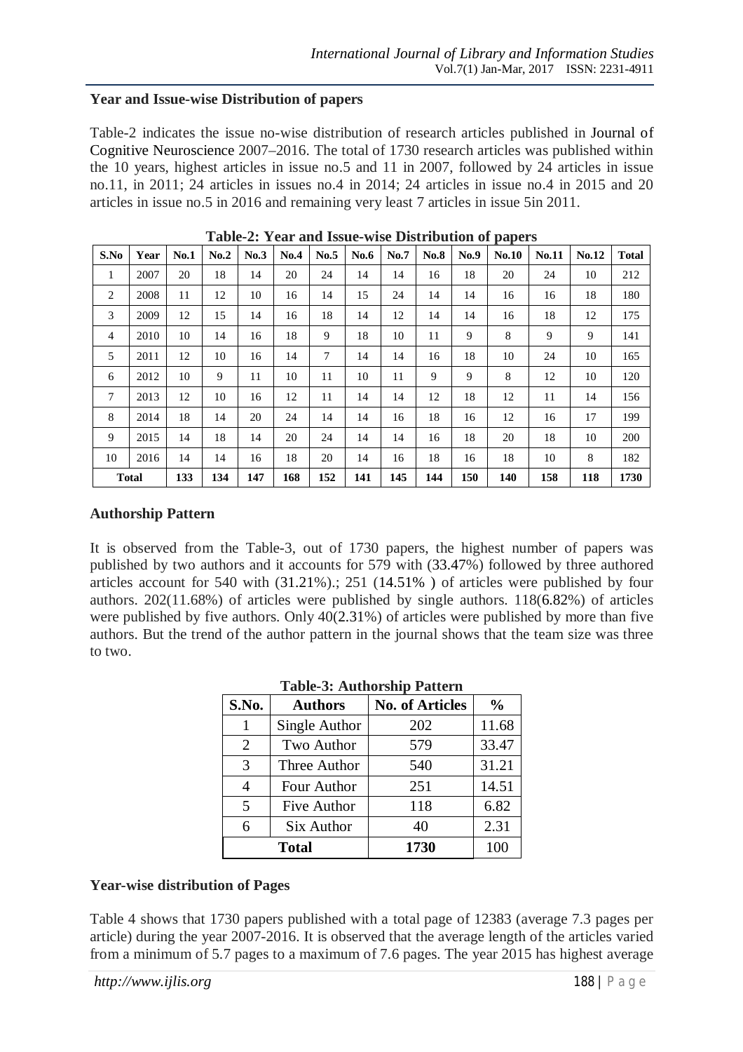## Year and Issue-wise Distribution of papers

Table-2 indicates the issue no-wise distribution of research articles published in Journal of Cognitive Neuroscience 2007–2016. The total of 1730 research articles was published within the 10 years, highest articles in issue no.5 and 11 in 2007, followed by 24 articles in issue no.11, in 2011; 24 articles in issues no.4 in 2014; 24 articles in issue no.4 in 2015 and 20 articles in issue no.5 in 2016 and remaining very least 7 articles in issue 5in 2011.

**Table-2: Year and Issue-wise Distribution of papers**

| S.No | Year | No.1 | No.2 | No.3 | No.4 | No.5 | No.6 | No.7 | No.8 | No.9 | No.10 | No.11 | No.12 | Total |
|---|---|---|---|---|---|---|---|---|---|---|---|---|---|---|
| 1 | 2007 | 20 | 18 | 14 | 20 | 24 | 14 | 14 | 16 | 18 | 20 | 24 | 10 | 212 |
| 2 | 2008 | 11 | 12 | 10 | 16 | 14 | 15 | 24 | 14 | 14 | 16 | 16 | 18 | 180 |
| 3 | 2009 | 12 | 15 | 14 | 16 | 18 | 14 | 12 | 14 | 14 | 16 | 18 | 12 | 175 |
| 4 | 2010 | 10 | 14 | 16 | 18 | 9 | 18 | 10 | 11 | 9 | 8 | 9 | 9 | 141 |
| 5 | 2011 | 12 | 10 | 16 | 14 | 7 | 14 | 14 | 16 | 18 | 10 | 24 | 10 | 165 |
| 6 | 2012 | 10 | 9 | 11 | 10 | 11 | 10 | 11 | 9 | 9 | 8 | 12 | 10 | 120 |
| 7 | 2013 | 12 | 10 | 16 | 12 | 11 | 14 | 14 | 12 | 18 | 12 | 11 | 14 | 156 |
| 8 | 2014 | 18 | 14 | 20 | 24 | 14 | 14 | 16 | 18 | 16 | 12 | 16 | 17 | 199 |
| 9 | 2015 | 14 | 18 | 14 | 20 | 24 | 14 | 14 | 16 | 18 | 20 | 18 | 10 | 200 |
| 10 | 2016 | 14 | 14 | 16 | 18 | 20 | 14 | 16 | 18 | 16 | 18 | 10 | 8 | 182 |
| **Total** | | **133** | **134** | **147** | **168** | **152** | **141** | **145** | **144** | **150** | **140** | **158** | **118** | **1730** |

## Authorship Pattern

It is observed from the Table-3, out of 1730 papers, the highest number of papers was published by two authors and it accounts for 579 with (33.47%) followed by three authored articles account for 540 with (31.21%).; 251 (14.51% ) of articles were published by four authors. 202(11.68%) of articles were published by single authors. 118(6.82%) of articles were published by five authors. Only 40(2.31%) of articles were published by more than five authors. But the trend of the author pattern in the journal shows that the team size was three to two.

**Table-3: Authorship Pattern**

| S.No. | Authors | No. of Articles | % |
|---|---|---|---|
| 1 | Single Author | 202 | 11.68 |
| 2 | Two Author | 579 | 33.47 |
| 3 | Three Author | 540 | 31.21 |
| 4 | Four Author | 251 | 14.51 |
| 5 | Five Author | 118 | 6.82 |
| 6 | Six Author | 40 | 2.31 |
| **Total** | | **1730** | 100 |

## Year-wise distribution of Pages

Table 4 shows that 1730 papers published with a total page of 12383 (average 7.3 pages per article) during the year 2007-2016. It is observed that the average length of the articles varied from a minimum of 5.7 pages to a maximum of 7.6 pages. The year 2015 has highest average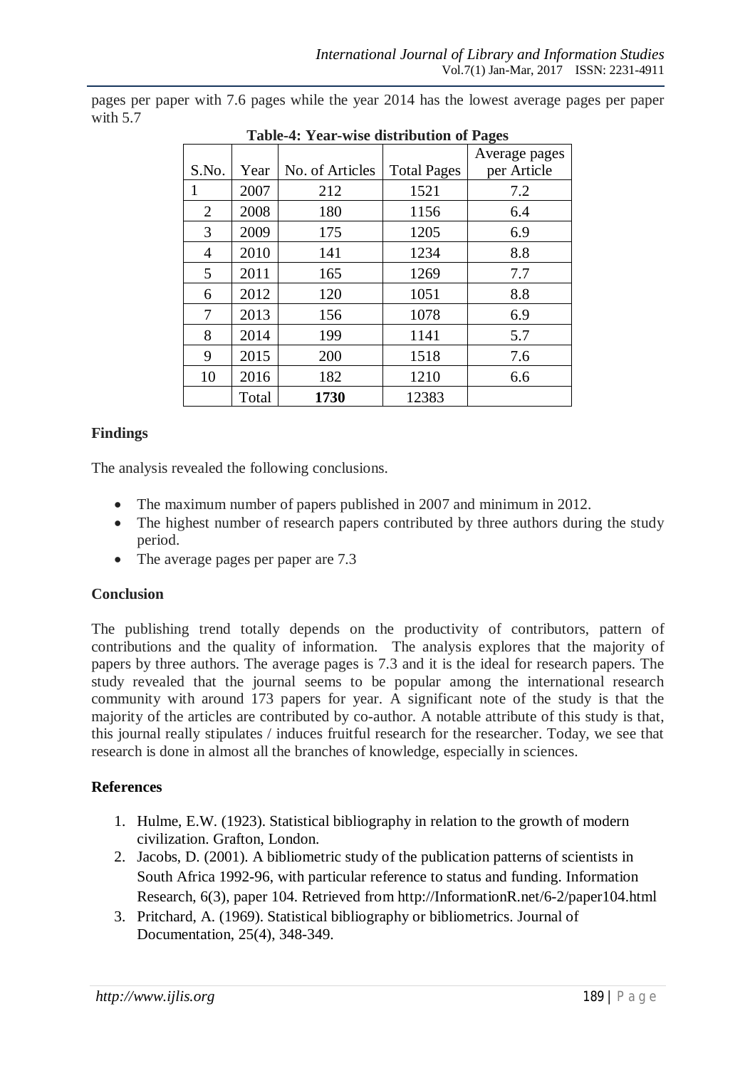pages per paper with 7.6 pages while the year 2014 has the lowest average pages per paper with 5.7

**Table-4: Year-wise distribution of Pages**

| S.No. | Year | No. of Articles | Total Pages | Average pages per Article |
|---|---|---|---|---|
| 1 | 2007 | 212 | 1521 | 7.2 |
| 2 | 2008 | 180 | 1156 | 6.4 |
| 3 | 2009 | 175 | 1205 | 6.9 |
| 4 | 2010 | 141 | 1234 | 8.8 |
| 5 | 2011 | 165 | 1269 | 7.7 |
| 6 | 2012 | 120 | 1051 | 8.8 |
| 7 | 2013 | 156 | 1078 | 6.9 |
| 8 | 2014 | 199 | 1141 | 5.7 |
| 9 | 2015 | 200 | 1518 | 7.6 |
| 10 | 2016 | 182 | 1210 | 6.6 |
| | Total | **1730** | 12383 | |

**Findings**

The analysis revealed the following conclusions.

- The maximum number of papers published in 2007 and minimum in 2012.
- The highest number of research papers contributed by three authors during the study period.
- The average pages per paper are 7.3

**Conclusion**

The publishing trend totally depends on the productivity of contributors, pattern of contributions and the quality of information. The analysis explores that the majority of papers by three authors. The average pages is 7.3 and it is the ideal for research papers. The study revealed that the journal seems to be popular among the international research community with around 173 papers for year. A significant note of the study is that the majority of the articles are contributed by co-author. A notable attribute of this study is that, this journal really stipulates / induces fruitful research for the researcher. Today, we see that research is done in almost all the branches of knowledge, especially in sciences.

**References**

1. Hulme, E.W. (1923). Statistical bibliography in relation to the growth of modern civilization. Grafton, London.
2. Jacobs, D. (2001). A bibliometric study of the publication patterns of scientists in South Africa 1992-96, with particular reference to status and funding. Information Research, 6(3), paper 104. Retrieved from http://InformationR.net/6-2/paper104.html
3. Pritchard, A. (1969). Statistical bibliography or bibliometrics. Journal of Documentation, 25(4), 348-349.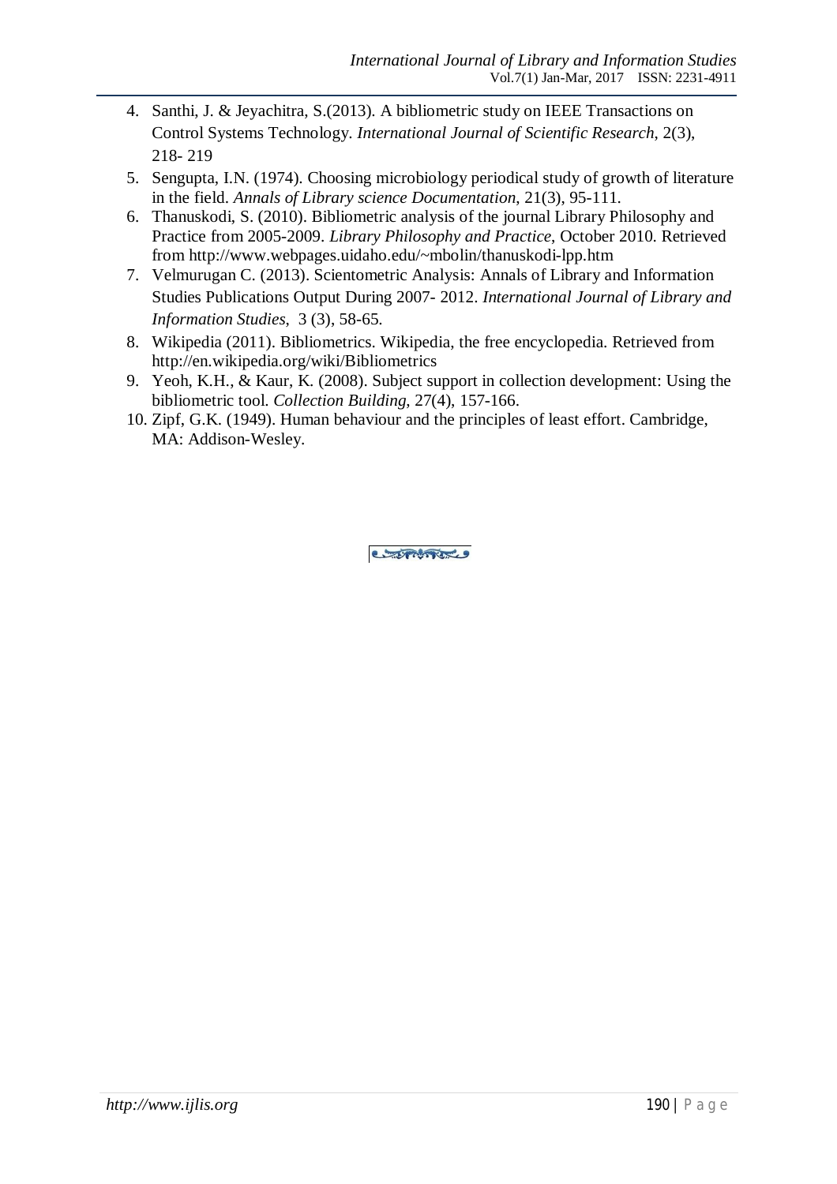4. Santhi, J. & Jeyachitra, S.(2013). A bibliometric study on IEEE Transactions on Control Systems Technology. *International Journal of Scientific Research*, 2(3), 218- 219
5. Sengupta, I.N. (1974). Choosing microbiology periodical study of growth of literature in the field. *Annals of Library science Documentation*, 21(3), 95-111.
6. Thanuskodi, S. (2010). Bibliometric analysis of the journal Library Philosophy and Practice from 2005-2009. *Library Philosophy and Practice*, October 2010. Retrieved from http://www.webpages.uidaho.edu/~mbolin/thanuskodi-lpp.htm
7. Velmurugan C. (2013). Scientometric Analysis: Annals of Library and Information Studies Publications Output During 2007- 2012. *International Journal of Library and Information Studies*, 3 (3), 58-65.
8. Wikipedia (2011). Bibliometrics. Wikipedia, the free encyclopedia. Retrieved from http://en.wikipedia.org/wiki/Bibliometrics
9. Yeoh, K.H., & Kaur, K. (2008). Subject support in collection development: Using the bibliometric tool. *Collection Building*, 27(4), 157-166.
10. Zipf, G.K. (1949). Human behaviour and the principles of least effort. Cambridge, MA: Addison-Wesley.